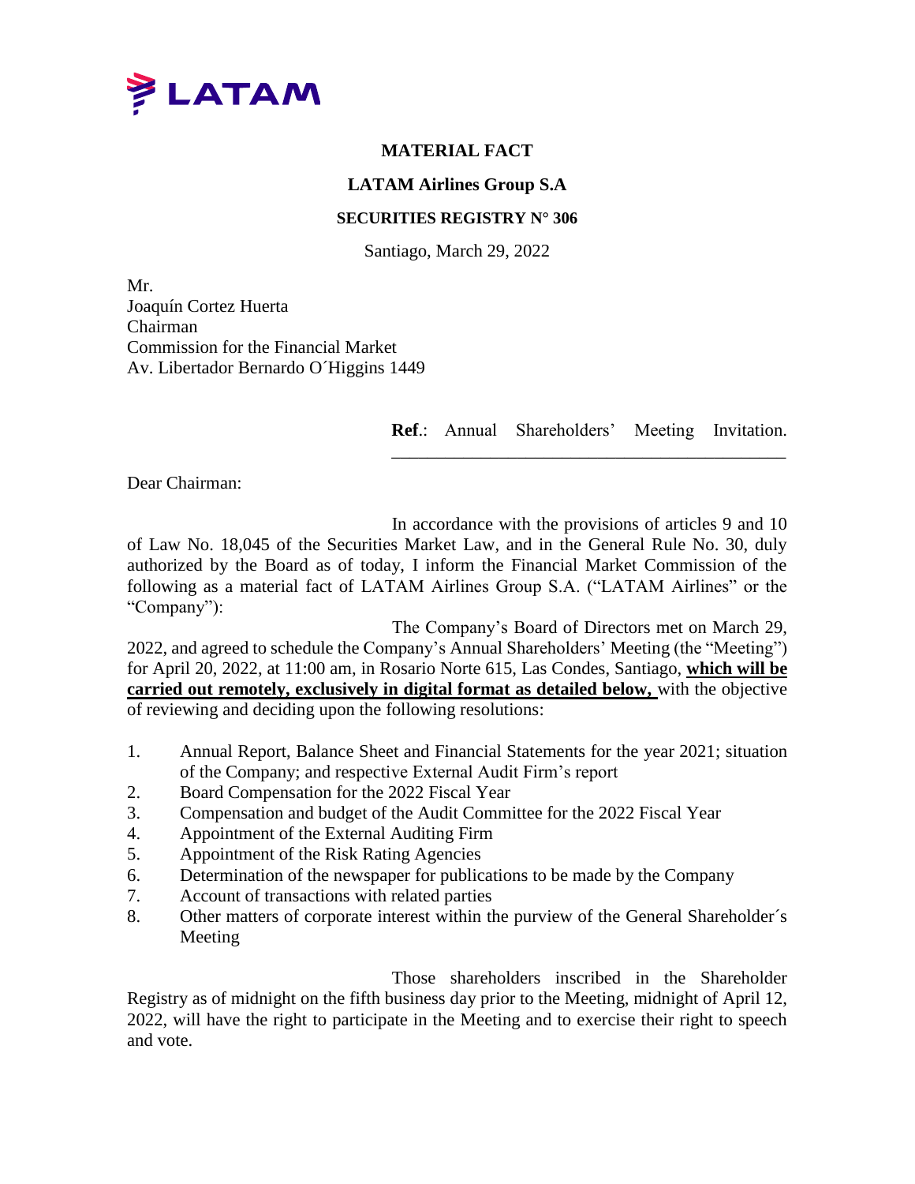LATAM

**MATERIAL FACT**

**LATAM Airlines Group S.A**

**SECURITIES REGISTRY N° 306**

Santiago, March 29, 2022

Mr.
Joaquín Cortez Huerta
Chairman
Commission for the Financial Market
Av. Libertador Bernardo O´Higgins 1449

**Ref**.: Annual Shareholders' Meeting Invitation.

Dear Chairman:

In accordance with the provisions of articles 9 and 10 of Law No. 18,045 of the Securities Market Law, and in the General Rule No. 30, duly authorized by the Board as of today, I inform the Financial Market Commission of the following as a material fact of LATAM Airlines Group S.A. ("LATAM Airlines" or the "Company"):

The Company's Board of Directors met on March 29, 2022, and agreed to schedule the Company's Annual Shareholders' Meeting (the "Meeting") for April 20, 2022, at 11:00 am, in Rosario Norte 615, Las Condes, Santiago, **which will be carried out remotely, exclusively in digital format as detailed below,** with the objective of reviewing and deciding upon the following resolutions:

1. Annual Report, Balance Sheet and Financial Statements for the year 2021; situation of the Company; and respective External Audit Firm's report
2. Board Compensation for the 2022 Fiscal Year
3. Compensation and budget of the Audit Committee for the 2022 Fiscal Year
4. Appointment of the External Auditing Firm
5. Appointment of the Risk Rating Agencies
6. Determination of the newspaper for publications to be made by the Company
7. Account of transactions with related parties
8. Other matters of corporate interest within the purview of the General Shareholder´s Meeting

Those shareholders inscribed in the Shareholder Registry as of midnight on the fifth business day prior to the Meeting, midnight of April 12, 2022, will have the right to participate in the Meeting and to exercise their right to speech and vote.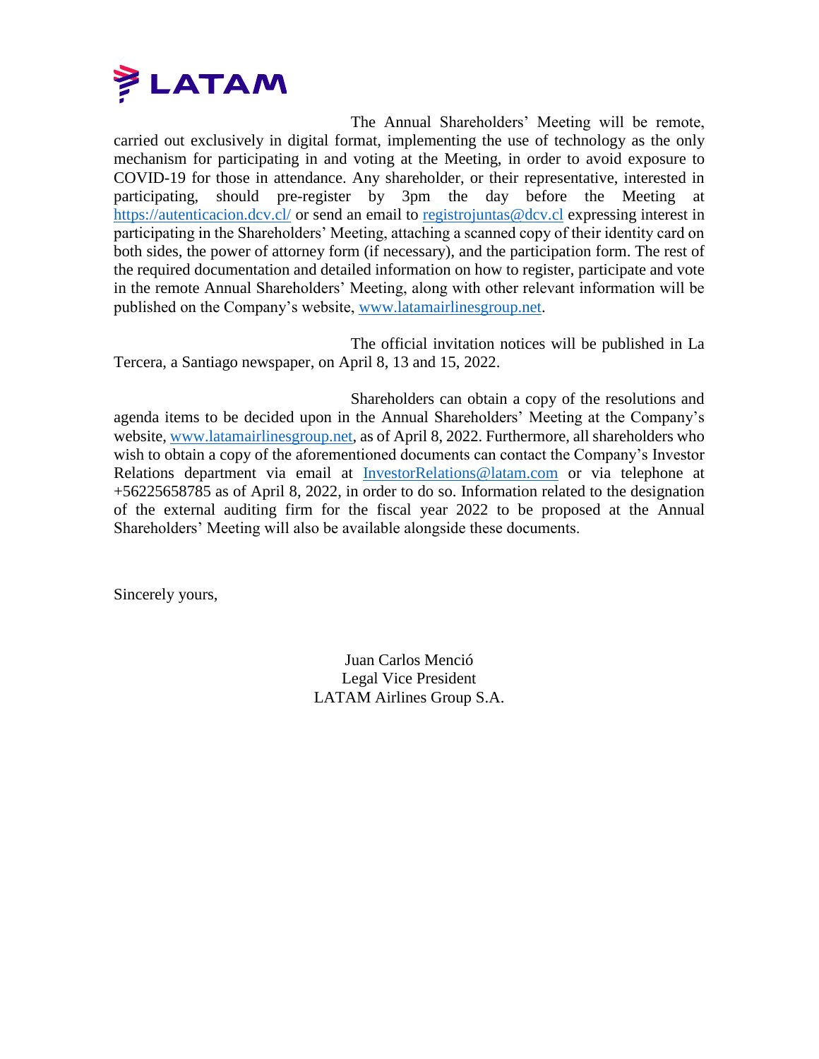The Annual Shareholders' Meeting will be remote, carried out exclusively in digital format, implementing the use of technology as the only mechanism for participating in and voting at the Meeting, in order to avoid exposure to COVID-19 for those in attendance. Any shareholder, or their representative, interested in participating, should pre-register by 3pm the day before the Meeting at https://autenticacion.dcv.cl/ or send an email to registrojuntas@dcv.cl expressing interest in participating in the Shareholders' Meeting, attaching a scanned copy of their identity card on both sides, the power of attorney form (if necessary), and the participation form. The rest of the required documentation and detailed information on how to register, participate and vote in the remote Annual Shareholders' Meeting, along with other relevant information will be published on the Company's website, www.latamairlinesgroup.net.

The official invitation notices will be published in La Tercera, a Santiago newspaper, on April 8, 13 and 15, 2022.

Shareholders can obtain a copy of the resolutions and agenda items to be decided upon in the Annual Shareholders' Meeting at the Company's website, www.latamairlinesgroup.net, as of April 8, 2022. Furthermore, all shareholders who wish to obtain a copy of the aforementioned documents can contact the Company's Investor Relations department via email at InvestorRelations@latam.com or via telephone at +56225658785 as of April 8, 2022, in order to do so. Information related to the designation of the external auditing firm for the fiscal year 2022 to be proposed at the Annual Shareholders' Meeting will also be available alongside these documents.

Sincerely yours,

Juan Carlos Menció
Legal Vice President
LATAM Airlines Group S.A.